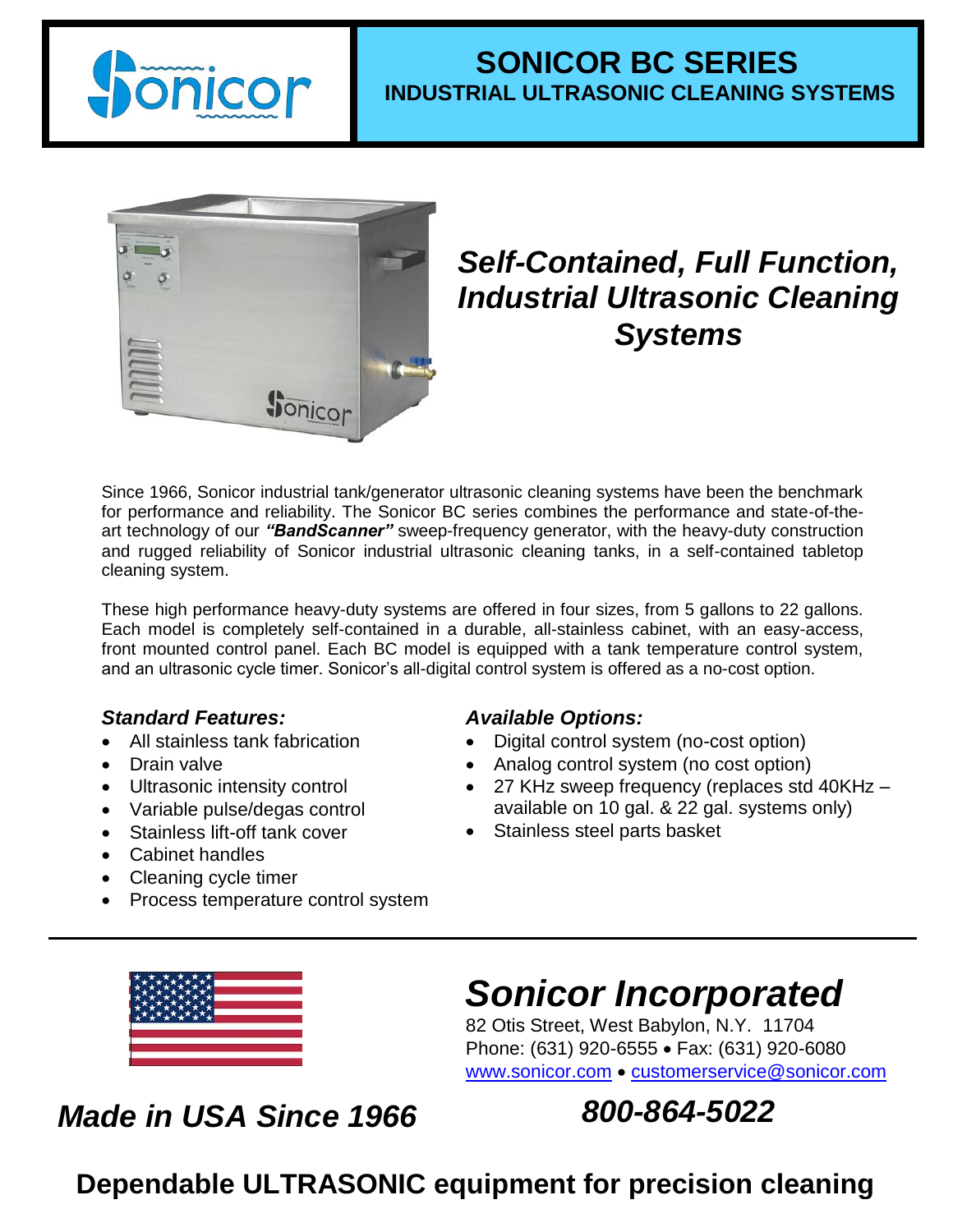# SONICOR BC SERIES

## INDUSTRIAL ULTRASONIC CLEANING SYSTEMS

## *Self-Contained, Full Function, Industrial Ultrasonic Cleaning Systems*

Since 1966, Sonicor industrial tank/generator ultrasonic cleaning systems have been the benchmark for performance and reliability. The Sonicor BC series combines the performance and state-of-the-art technology of our ***"BandScanner"*** sweep-frequency generator, with the heavy-duty construction and rugged reliability of Sonicor industrial ultrasonic cleaning tanks, in a self-contained tabletop cleaning system.

These high performance heavy-duty systems are offered in four sizes, from 5 gallons to 22 gallons. Each model is completely self-contained in a durable, all-stainless cabinet, with an easy-access, front mounted control panel. Each BC model is equipped with a tank temperature control system, and an ultrasonic cycle timer. Sonicor's all-digital control system is offered as a no-cost option.

### *Standard Features:*

- All stainless tank fabrication
- Drain valve
- Ultrasonic intensity control
- Variable pulse/degas control
- Stainless lift-off tank cover
- Cabinet handles
- Cleaning cycle timer
- Process temperature control system

### *Available Options:*

- Digital control system (no-cost option)
- Analog control system (no cost option)
- 27 KHz sweep frequency (replaces std 40KHz – available on 10 gal. & 22 gal. systems only)
- Stainless steel parts basket

---

## *Sonicor Incorporated*

82 Otis Street, West Babylon, N.Y. 11704
Phone: (631) 920-6555 • Fax: (631) 920-6080
www.sonicor.com • customerservice@sonicor.com

## *Made in USA Since 1966*

## *800-864-5022*

## Dependable ULTRASONIC equipment for precision cleaning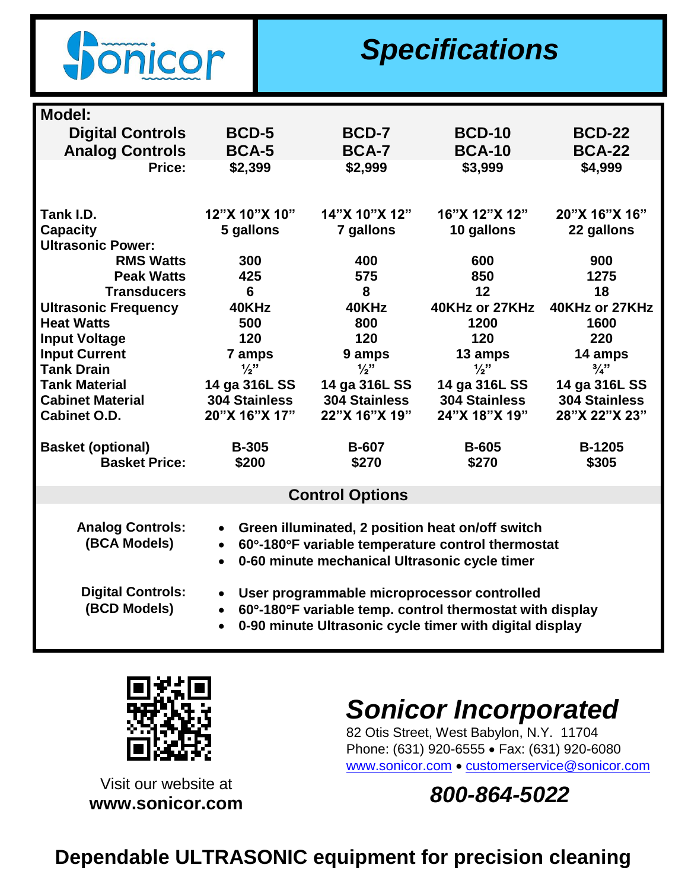# Sonicor

# *Specifications*

| Model: | | | | |
|---|---|---|---|---|
| **Digital Controls** | **BCD-5** | **BCD-7** | **BCD-10** | **BCD-22** |
| **Analog Controls** | **BCA-5** | **BCA-7** | **BCA-10** | **BCA-22** |
| **Price:** | **$2,399** | **$2,999** | **$3,999** | **$4,999** |
| Tank I.D. | 12"X 10"X 10" | 14"X 10"X 12" | 16"X 12"X 12" | 20"X 16"X 16" |
| Capacity | 5 gallons | 7 gallons | 10 gallons | 22 gallons |
| Ultrasonic Power: | | | | |
| RMS Watts | 300 | 400 | 600 | 900 |
| Peak Watts | 425 | 575 | 850 | 1275 |
| Transducers | 6 | 8 | 12 | 18 |
| Ultrasonic Frequency | 40KHz | 40KHz | 40KHz or 27KHz | 40KHz or 27KHz |
| Heat Watts | 500 | 800 | 1200 | 1600 |
| Input Voltage | 120 | 120 | 120 | 220 |
| Input Current | 7 amps | 9 amps | 13 amps | 14 amps |
| Tank Drain | ½" | ½" | ½" | ¾" |
| Tank Material | 14 ga 316L SS | 14 ga 316L SS | 14 ga 316L SS | 14 ga 316L SS |
| Cabinet Material | 304 Stainless | 304 Stainless | 304 Stainless | 304 Stainless |
| Cabinet O.D. | 20"X 16"X 17" | 22"X 16"X 19" | 24"X 18"X 19" | 28"X 22"X 23" |
| Basket (optional) | B-305 | B-607 | B-605 | B-1205 |
| Basket Price: | $200 | $270 | $270 | $305 |

## Control Options

**Analog Controls: (BCA Models)**

- Green illuminated, 2 position heat on/off switch
- 60°-180°F variable temperature control thermostat
- 0-60 minute mechanical Ultrasonic cycle timer

**Digital Controls: (BCD Models)**

- User programmable microprocessor controlled
- 60°-180°F variable temp. control thermostat with display
- 0-90 minute Ultrasonic cycle timer with digital display

Visit our website at
**www.sonicor.com**

## *Sonicor Incorporated*

82 Otis Street, West Babylon, N.Y. 11704
Phone: (631) 920-6555 • Fax: (631) 920-6080
www.sonicor.com • customerservice@sonicor.com

***800-864-5022***

**Dependable ULTRASONIC equipment for precision cleaning**